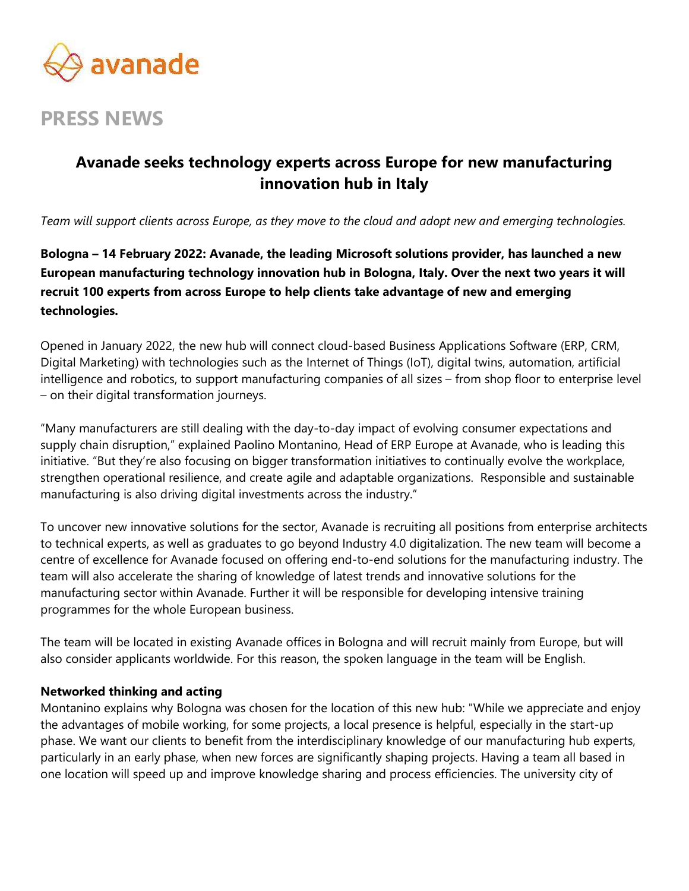avanade

# PRESS NEWS

## Avanade seeks technology experts across Europe for new manufacturing innovation hub in Italy

*Team will support clients across Europe, as they move to the cloud and adopt new and emerging technologies.*

**Bologna – 14 February 2022: Avanade, the leading Microsoft solutions provider, has launched a new European manufacturing technology innovation hub in Bologna, Italy. Over the next two years it will recruit 100 experts from across Europe to help clients take advantage of new and emerging technologies.**

Opened in January 2022, the new hub will connect cloud-based Business Applications Software (ERP, CRM, Digital Marketing) with technologies such as the Internet of Things (IoT), digital twins, automation, artificial intelligence and robotics, to support manufacturing companies of all sizes – from shop floor to enterprise level – on their digital transformation journeys.

"Many manufacturers are still dealing with the day-to-day impact of evolving consumer expectations and supply chain disruption," explained Paolino Montanino, Head of ERP Europe at Avanade, who is leading this initiative. "But they're also focusing on bigger transformation initiatives to continually evolve the workplace, strengthen operational resilience, and create agile and adaptable organizations. Responsible and sustainable manufacturing is also driving digital investments across the industry."

To uncover new innovative solutions for the sector, Avanade is recruiting all positions from enterprise architects to technical experts, as well as graduates to go beyond Industry 4.0 digitalization. The new team will become a centre of excellence for Avanade focused on offering end-to-end solutions for the manufacturing industry. The team will also accelerate the sharing of knowledge of latest trends and innovative solutions for the manufacturing sector within Avanade. Further it will be responsible for developing intensive training programmes for the whole European business.

The team will be located in existing Avanade offices in Bologna and will recruit mainly from Europe, but will also consider applicants worldwide. For this reason, the spoken language in the team will be English.

**Networked thinking and acting**

Montanino explains why Bologna was chosen for the location of this new hub: "While we appreciate and enjoy the advantages of mobile working, for some projects, a local presence is helpful, especially in the start-up phase. We want our clients to benefit from the interdisciplinary knowledge of our manufacturing hub experts, particularly in an early phase, when new forces are significantly shaping projects. Having a team all based in one location will speed up and improve knowledge sharing and process efficiencies. The university city of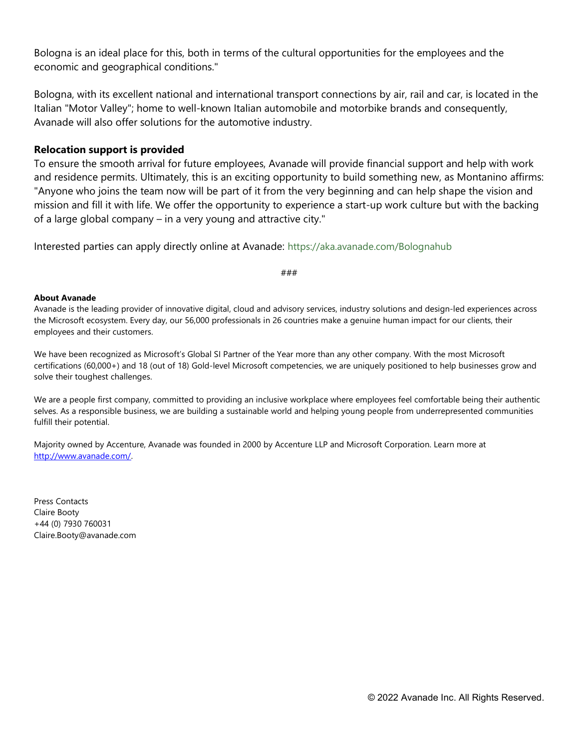Bologna is an ideal place for this, both in terms of the cultural opportunities for the employees and the economic and geographical conditions."

Bologna, with its excellent national and international transport connections by air, rail and car, is located in the Italian "Motor Valley"; home to well-known Italian automobile and motorbike brands and consequently, Avanade will also offer solutions for the automotive industry.

## Relocation support is provided

To ensure the smooth arrival for future employees, Avanade will provide financial support and help with work and residence permits. Ultimately, this is an exciting opportunity to build something new, as Montanino affirms: "Anyone who joins the team now will be part of it from the very beginning and can help shape the vision and mission and fill it with life. We offer the opportunity to experience a start-up work culture but with the backing of a large global company – in a very young and attractive city."

Interested parties can apply directly online at Avanade: https://aka.avanade.com/Bolognahub

###

**About Avanade**

Avanade is the leading provider of innovative digital, cloud and advisory services, industry solutions and design-led experiences across the Microsoft ecosystem. Every day, our 56,000 professionals in 26 countries make a genuine human impact for our clients, their employees and their customers.

We have been recognized as Microsoft's Global SI Partner of the Year more than any other company. With the most Microsoft certifications (60,000+) and 18 (out of 18) Gold-level Microsoft competencies, we are uniquely positioned to help businesses grow and solve their toughest challenges.

We are a people first company, committed to providing an inclusive workplace where employees feel comfortable being their authentic selves. As a responsible business, we are building a sustainable world and helping young people from underrepresented communities fulfill their potential.

Majority owned by Accenture, Avanade was founded in 2000 by Accenture LLP and Microsoft Corporation. Learn more at [http://www.avanade.com/](http://www.avanade.com/).

Press Contacts
Claire Booty
+44 (0) 7930 760031
Claire.Booty@avanade.com

© 2022 Avanade Inc. All Rights Reserved.